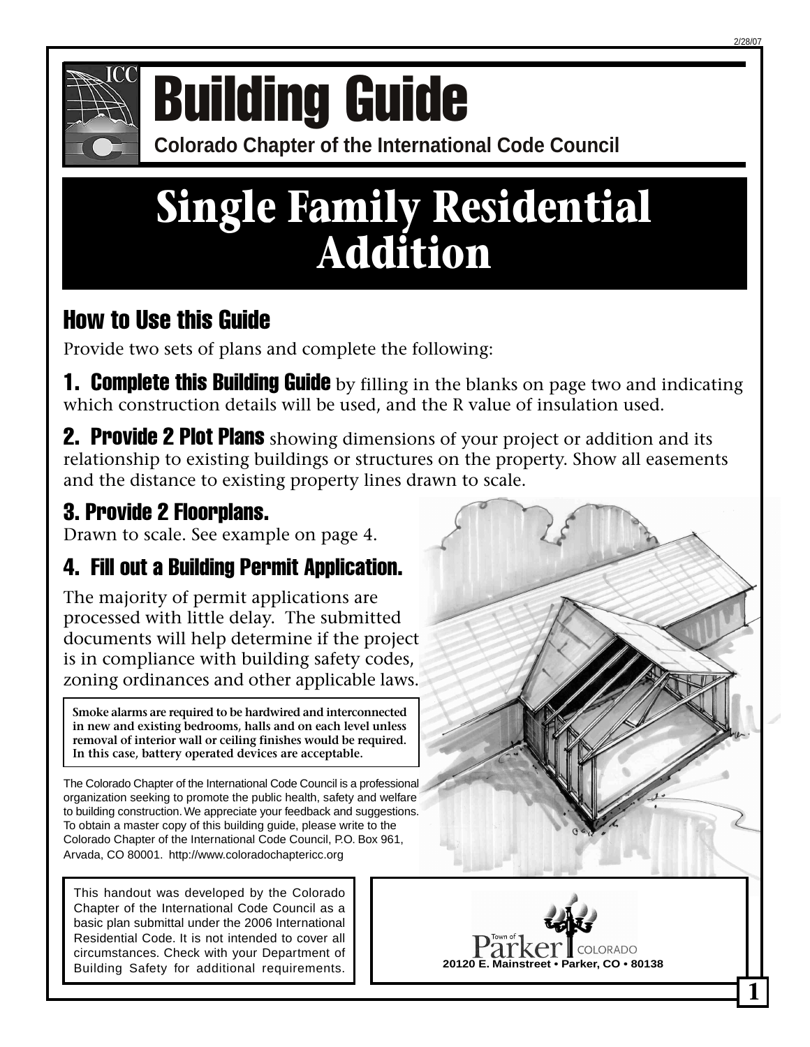# Building Guide

**Colorado Chapter of the International Code Council**

# Single Family Residential Addition

## How to Use this Guide

Provide two sets of plans and complete the following:

**1. Complete this Building Guide** by filling in the blanks on page two and indicating which construction details will be used, and the R value of insulation used.

**2. Provide 2 Plot Plans** showing dimensions of your project or addition and its relationship to existing buildings or structures on the property. Show all easements and the distance to existing property lines drawn to scale.

### 3. Provide 2 Floorplans.

Drawn to scale. See example on page 4.

### 4. Fill out a Building Permit Application.

The majority of permit applications are processed with little delay. The submitted documents will help determine if the project is in compliance with building safety codes, zoning ordinances and other applicable laws.

**Smoke alarms are required to be hardwired and interconnected in new and existing bedrooms, halls and on each level unless removal of interior wall or ceiling finishes would be required. In this case, battery operated devices are acceptable.**

The Colorado Chapter of the International Code Council is a professional organization seeking to promote the public health, safety and welfare to building construction. We appreciate your feedback and suggestions. To obtain a master copy of this building guide, please write to the Colorado Chapter of the International Code Council, P.O. Box 961, Arvada, CO 80001. http://www.coloradochaptericc.org

This handout was developed by the Colorado Chapter of the International Code Council as a basic plan submittal under the 2006 International Residential Code. It is not intended to cover all circumstances. Check with your Department of Building Safety for additional requirements.

Town of Parker COLORADO
**20120 E. Mainstreet • Parker, CO • 80138**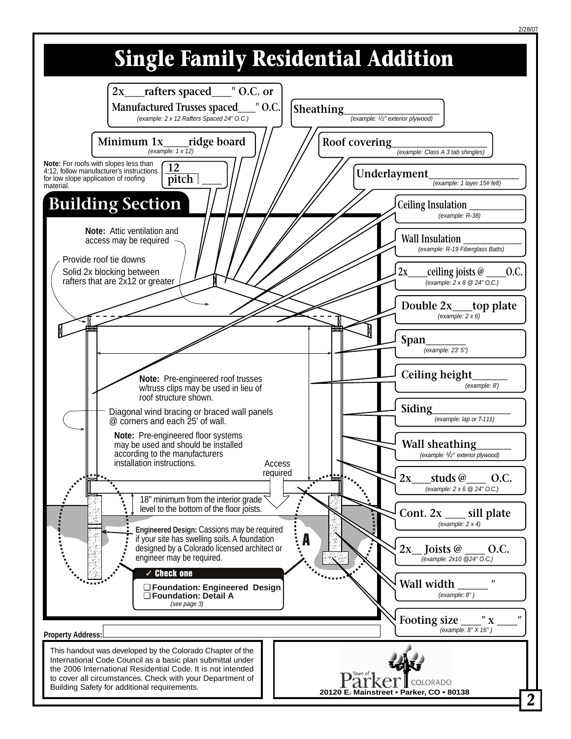# Single Family Residential Addition

**2x___rafters spaced___" O.C. or Manufactured Trusses spaced___" O.C.**
*(example: 2 x 12 Rafters Spaced 24" O.C.)*

**Sheathing_______________**
*(example: 1/2" exterior plywood)*

**Minimum 1x____ridge board**
*(example: 1 x 12)*

**Roof covering_______________**
*(example: Class A 3 tab shingles)*

**Note:** For roofs with slopes less than 4:12, follow manufacturer's instructions for low slope application of roofing material.

**12 / pitch ___**

**Underlayment_______________**
*(example: 1 layer 15# felt)*

## Building Section

**Ceiling Insulation ___________**
*(example: R-38)*

**Note:** Attic ventilation and access may be required

**Wall Insulation ___________**
*(example: R-19 Fiberglass Batts)*

Provide roof tie downs

Solid 2x blocking between rafters that are 2x12 or greater

**2x____ceiling joists @ ____O.C.**
*(example: 2 x 8 @ 24" O.C.)*

**Double 2x___top plate**
*(example: 2 x 6)*

**Span_______**
*(example: 23' 5")*

**Ceiling height______**
*(example: 8')*

**Note:** Pre-engineered roof trusses w/truss clips may be used in lieu of roof structure shown.

**Siding_______________**
*(example: lap or T-111)*

Diagonal wind bracing or braced wall panels @ corners and each 25' of wall.

**Note:** Pre-engineered floor systems may be used and should be installed according to the manufacturers installation instructions.

**Wall sheathing______**
*(example: 1/2" exterior plywood)*

Access required

**2x___studs @___ O.C.**
*(example: 2 x 6 @ 24" O.C.)*

18" minimum from the interior grade level to the bottom of the floor joists.

**Cont. 2x ___ sill plate**
*(example: 2 x 4)*

**Engineered Design:** Cassions may be required if your site has swelling soils. A foundation designed by a Colorado licensed architect or engineer may be required.

**A**

**2x__ Joists @ ___ O.C.**
*(example: 2x10 @24" O.C.)*

**✓ Check one**

- ❑ **Foundation: Engineered Design**
- ❑ **Foundation: Detail A**
  *(see page 3)*

**Wall width _____ "**
*(example: 8")*

**Footing size ___" x ___"**
*(example: 8" X 16")*

**Property Address:** ______________________________

This handout was developed by the Colorado Chapter of the International Code Council as a basic plan submittal under the 2006 International Residential Code. It is not intended to cover all circumstances. Check with your Department of Building Safety for additional requirements.

Town of Parker COLORADO
**20120 E. Mainstreet • Parker, CO • 80138**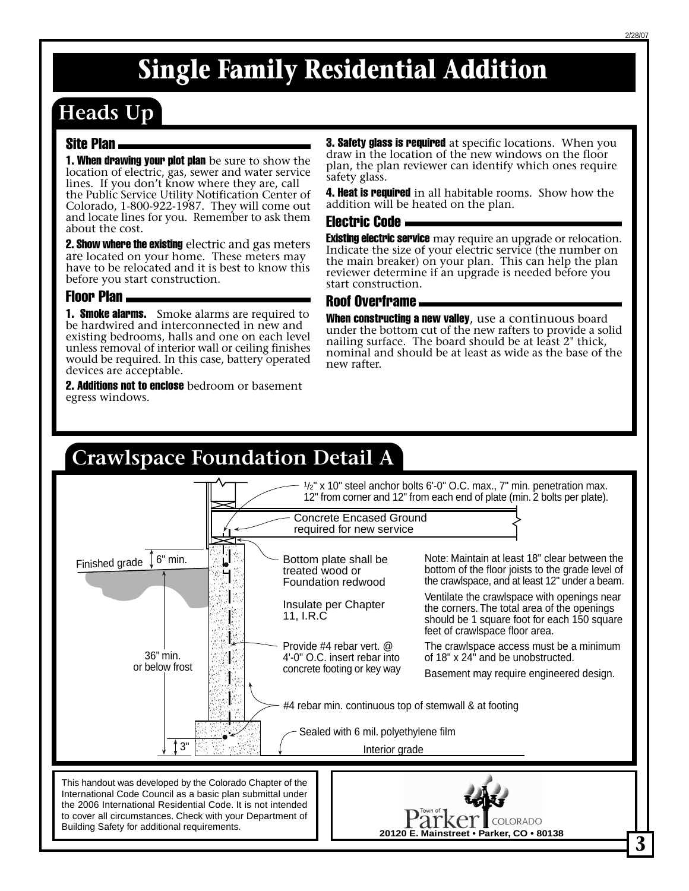# Single Family Residential Addition

## Heads Up

### Site Plan

**1. When drawing your plot plan** be sure to show the location of electric, gas, sewer and water service lines. If you don't know where they are, call the Public Service Utility Notification Center of Colorado, 1-800-922-1987. They will come out and locate lines for you. Remember to ask them about the cost.

**2. Show where the existing** electric and gas meters are located on your home. These meters may have to be relocated and it is best to know this before you start construction.

### Floor Plan

**1. Smoke alarms.** Smoke alarms are required to be hardwired and interconnected in new and existing bedrooms, halls and one on each level unless removal of interior wall or ceiling finishes would be required. In this case, battery operated devices are acceptable.

**2. Additions not to enclose** bedroom or basement egress windows.

**3. Safety glass is required** at specific locations. When you draw in the location of the new windows on the floor plan, the plan reviewer can identify which ones require safety glass.

**4. Heat is required** in all habitable rooms. Show how the addition will be heated on the plan.

### Electric Code

**Existing electric service** may require an upgrade or relocation. Indicate the size of your electric service (the number on the main breaker) on your plan. This can help the plan reviewer determine if an upgrade is needed before you start construction.

### Roof Overframe

**When constructing a new valley**, use a continuous board under the bottom cut of the new rafters to provide a solid nailing surface. The board should be at least 2" thick, nominal and should be at least as wide as the base of the new rafter.

## Crawlspace Foundation Detail A

½" x 10" steel anchor bolts 6'-0" O.C. max., 7" min. penetration max. 12" from corner and 12" from each end of plate (min. 2 bolts per plate).

Concrete Encased Ground required for new service

Finished grade

6" min.

Bottom plate shall be treated wood or Foundation redwood

Insulate per Chapter 11, I.R.C

Provide #4 rebar vert. @ 4'-0" O.C. insert rebar into concrete footing or key way

36" min. or below frost

#4 rebar min. continuous top of stemwall & at footing

Sealed with 6 mil. polyethylene film

3"

Interior grade

Note: Maintain at least 18" clear between the bottom of the floor joists to the grade level of the crawlspace, and at least 12" under a beam.

Ventilate the crawlspace with openings near the corners. The total area of the openings should be 1 square foot for each 150 square feet of crawlspace floor area.

The crawlspace access must be a minimum of 18" x 24" and be unobstructed.

Basement may require engineered design.

This handout was developed by the Colorado Chapter of the International Code Council as a basic plan submittal under the 2006 International Residential Code. It is not intended to cover all circumstances. Check with your Department of Building Safety for additional requirements.

Town of Parker COLORADO

20120 E. Mainstreet • Parker, CO • 80138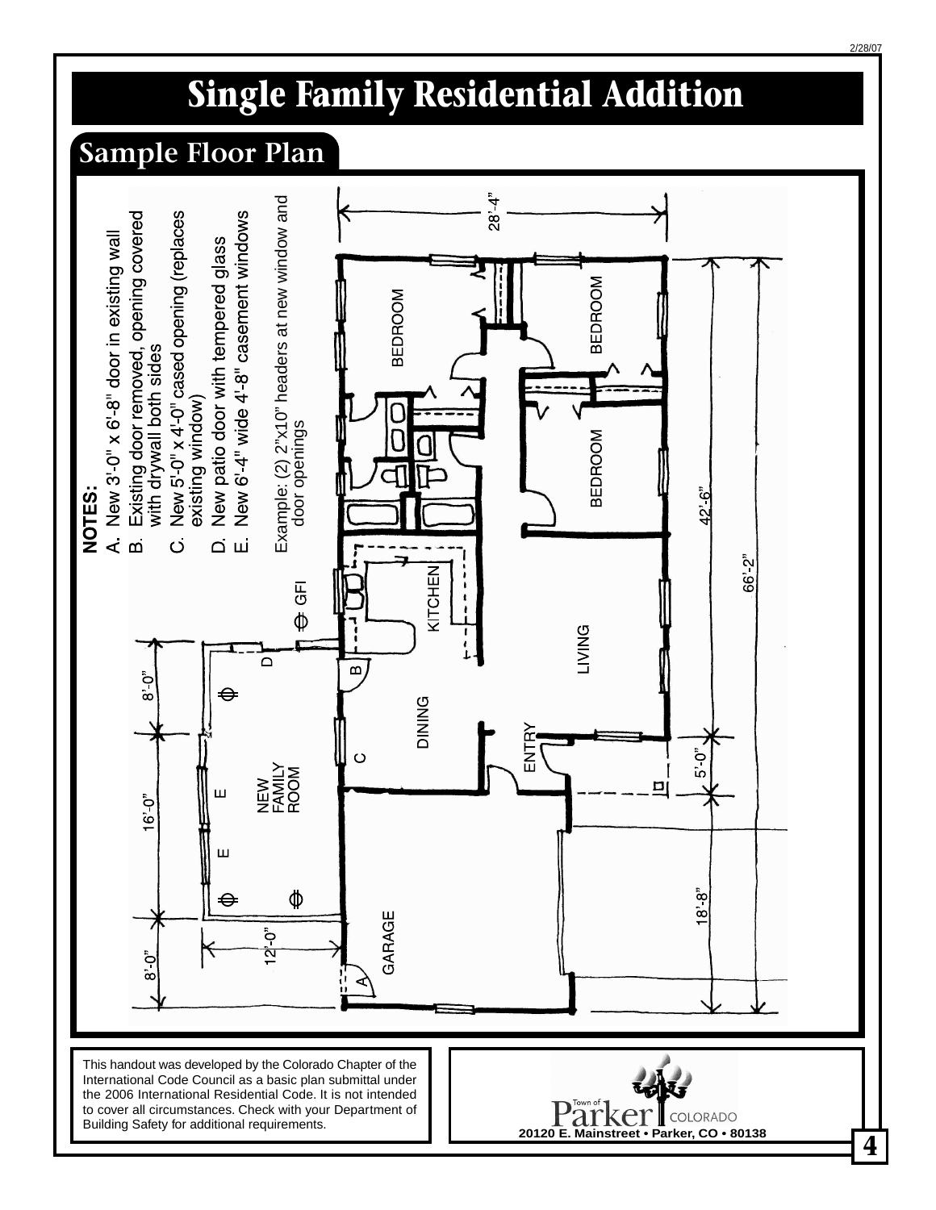# Single Family Residential Addition

## Sample Floor Plan

**NOTES:**

A. New 3'-0" x 6'-8" door in existing wall
B. Existing door removed, opening covered with drywall both sides
C. New 5'-0" x 4'-0" cased opening (replaces existing window)
D. New patio door with tempered glass
E. New 6'-4" wide 4'-8" casement windows

Example: (2) 2"x10" headers at new window and door openings

28'-4"
BEDROOM
BEDROOM
BEDROOM
42'-6"
66'-2"
KITCHEN
GFI
LIVING
D
B
8'-0"
DINING
ENTRY
C
5'-0"
NEW FAMILY ROOM
E
E
16'-0"
18'-8"
12'-0"
GARAGE
8'-0"
A

This handout was developed by the Colorado Chapter of the International Code Council as a basic plan submittal under the 2006 International Residential Code. It is not intended to cover all circumstances. Check with your Department of Building Safety for additional requirements.

Town of Parker COLORADO
20120 E. Mainstreet • Parker, CO • 80138